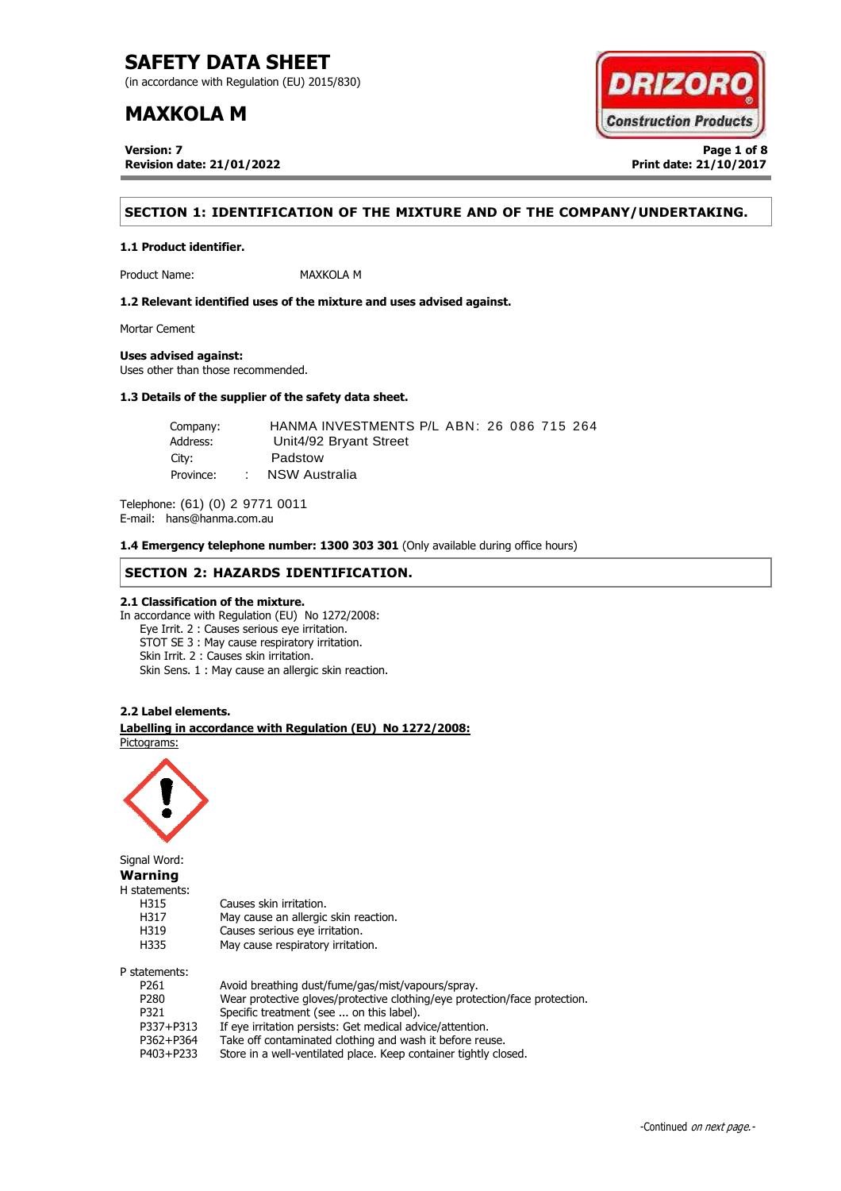# SAFETY DATA SHEET

(in accordance with Regulation (EU) 2015/830)

# MAXKOLA M

**Version: 7**
**Revision date: 21/01/2022**

**Print date: 21/10/2017**

## SECTION 1: IDENTIFICATION OF THE MIXTURE AND OF THE COMPANY/UNDERTAKING.

### 1.1 Product identifier.

Product Name: MAXKOLA M

### 1.2 Relevant identified uses of the mixture and uses advised against.

Mortar Cement

**Uses advised against:**
Uses other than those recommended.

### 1.3 Details of the supplier of the safety data sheet.

Company: HANMA INVESTMENTS P/L ABN: 26 086 715 264
Address: Unit4/92 Bryant Street
City: Padstow
Province: NSW Australia

Telephone: (61) (0) 2 9771 0011
E-mail: hans@hanma.com.au

**1.4 Emergency telephone number: 1300 303 301** (Only available during office hours)

## SECTION 2: HAZARDS IDENTIFICATION.

### 2.1 Classification of the mixture.

In accordance with Regulation (EU) No 1272/2008:

- Eye Irrit. 2 : Causes serious eye irritation.
- STOT SE 3 : May cause respiratory irritation.
- Skin Irrit. 2 : Causes skin irritation.
- Skin Sens. 1 : May cause an allergic skin reaction.

### 2.2 Label elements.

**Labelling in accordance with Regulation (EU) No 1272/2008:**

Pictograms:

Signal Word:
**Warning**

H statements:

| | |
|---|---|
| H315 | Causes skin irritation. |
| H317 | May cause an allergic skin reaction. |
| H319 | Causes serious eye irritation. |
| H335 | May cause respiratory irritation. |

P statements:

| | |
|---|---|
| P261 | Avoid breathing dust/fume/gas/mist/vapours/spray. |
| P280 | Wear protective gloves/protective clothing/eye protection/face protection. |
| P321 | Specific treatment (see ... on this label). |
| P337+P313 | If eye irritation persists: Get medical advice/attention. |
| P362+P364 | Take off contaminated clothing and wash it before reuse. |
| P403+P233 | Store in a well-ventilated place. Keep container tightly closed. |

-Continued *on next page.*-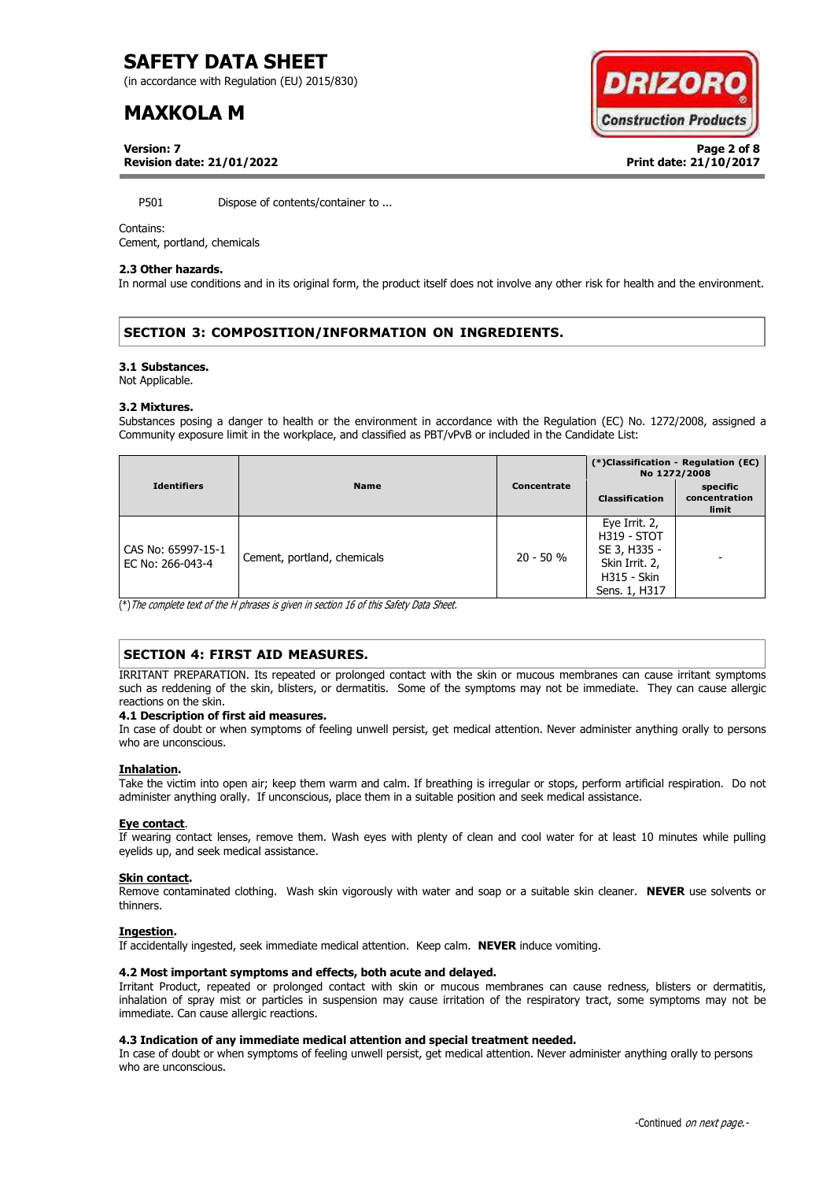P501 Dispose of contents/container to ...

Contains:
Cement, portland, chemicals

**2.3 Other hazards.**
In normal use conditions and in its original form, the product itself does not involve any other risk for health and the environment.

## SECTION 3: COMPOSITION/INFORMATION ON INGREDIENTS.

**3.1 Substances.**
Not Applicable.

**3.2 Mixtures.**
Substances posing a danger to health or the environment in accordance with the Regulation (EC) No. 1272/2008, assigned a Community exposure limit in the workplace, and classified as PBT/vPvB or included in the Candidate List:

| Identifiers | Name | Concentrate | (*)Classification - Regulation (EC) No 1272/2008 | |
|---|---|---|---|---|
| | | | Classification | specific concentration limit |
| CAS No: 65997-15-1 EC No: 266-043-4 | Cement, portland, chemicals | 20 - 50 % | Eye Irrit. 2, H319 - STOT SE 3, H335 - Skin Irrit. 2, H315 - Skin Sens. 1, H317 | - |

(*) *The complete text of the H phrases is given in section 16 of this Safety Data Sheet.*

## SECTION 4: FIRST AID MEASURES.

IRRITANT PREPARATION. Its repeated or prolonged contact with the skin or mucous membranes can cause irritant symptoms such as reddening of the skin, blisters, or dermatitis. Some of the symptoms may not be immediate. They can cause allergic reactions on the skin.

**4.1 Description of first aid measures.**
In case of doubt or when symptoms of feeling unwell persist, get medical attention. Never administer anything orally to persons who are unconscious.

**Inhalation.**
Take the victim into open air; keep them warm and calm. If breathing is irregular or stops, perform artificial respiration. Do not administer anything orally. If unconscious, place them in a suitable position and seek medical assistance.

**Eye contact.**
If wearing contact lenses, remove them. Wash eyes with plenty of clean and cool water for at least 10 minutes while pulling eyelids up, and seek medical assistance.

**Skin contact.**
Remove contaminated clothing. Wash skin vigorously with water and soap or a suitable skin cleaner. **NEVER** use solvents or thinners.

**Ingestion.**
If accidentally ingested, seek immediate medical attention. Keep calm. **NEVER** induce vomiting.

**4.2 Most important symptoms and effects, both acute and delayed.**
Irritant Product, repeated or prolonged contact with skin or mucous membranes can cause redness, blisters or dermatitis, inhalation of spray mist or particles in suspension may cause irritation of the respiratory tract, some symptoms may not be immediate. Can cause allergic reactions.

**4.3 Indication of any immediate medical attention and special treatment needed.**
In case of doubt or when symptoms of feeling unwell persist, get medical attention. Never administer anything orally to persons who are unconscious.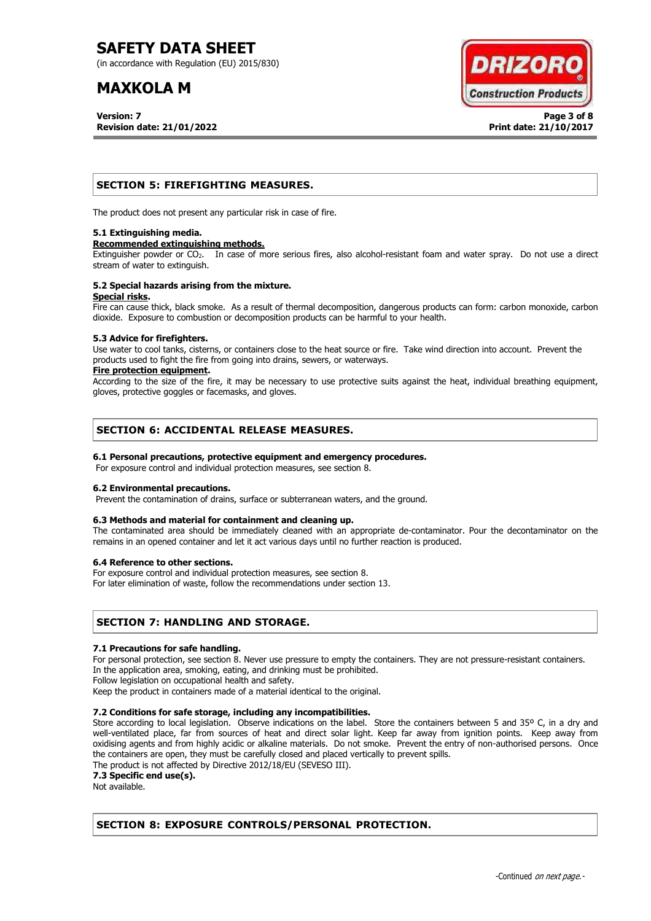## SECTION 5: FIREFIGHTING MEASURES.

The product does not present any particular risk in case of fire.

### 5.1 Extinguishing media.

**Recommended extinguishing methods.**

Extinguisher powder or $CO_2$. In case of more serious fires, also alcohol-resistant foam and water spray. Do not use a direct stream of water to extinguish.

### 5.2 Special hazards arising from the mixture.

**Special risks.**

Fire can cause thick, black smoke. As a result of thermal decomposition, dangerous products can form: carbon monoxide, carbon dioxide. Exposure to combustion or decomposition products can be harmful to your health.

### 5.3 Advice for firefighters.

Use water to cool tanks, cisterns, or containers close to the heat source or fire. Take wind direction into account. Prevent the products used to fight the fire from going into drains, sewers, or waterways.

**Fire protection equipment.**

According to the size of the fire, it may be necessary to use protective suits against the heat, individual breathing equipment, gloves, protective goggles or facemasks, and gloves.

## SECTION 6: ACCIDENTAL RELEASE MEASURES.

### 6.1 Personal precautions, protective equipment and emergency procedures.

For exposure control and individual protection measures, see section 8.

### 6.2 Environmental precautions.

Prevent the contamination of drains, surface or subterranean waters, and the ground.

### 6.3 Methods and material for containment and cleaning up.

The contaminated area should be immediately cleaned with an appropriate de-contaminator. Pour the decontaminator on the remains in an opened container and let it act various days until no further reaction is produced.

### 6.4 Reference to other sections.

For exposure control and individual protection measures, see section 8.
For later elimination of waste, follow the recommendations under section 13.

## SECTION 7: HANDLING AND STORAGE.

### 7.1 Precautions for safe handling.

For personal protection, see section 8. Never use pressure to empty the containers. They are not pressure-resistant containers.
In the application area, smoking, eating, and drinking must be prohibited.
Follow legislation on occupational health and safety.
Keep the product in containers made of a material identical to the original.

### 7.2 Conditions for safe storage, including any incompatibilities.

Store according to local legislation. Observe indications on the label. Store the containers between 5 and 35º C, in a dry and well-ventilated place, far from sources of heat and direct solar light. Keep far away from ignition points. Keep away from oxidising agents and from highly acidic or alkaline materials. Do not smoke. Prevent the entry of non-authorised persons. Once the containers are open, they must be carefully closed and placed vertically to prevent spills.
The product is not affected by Directive 2012/18/EU (SEVESO III).

### 7.3 Specific end use(s).

Not available.

## SECTION 8: EXPOSURE CONTROLS/PERSONAL PROTECTION.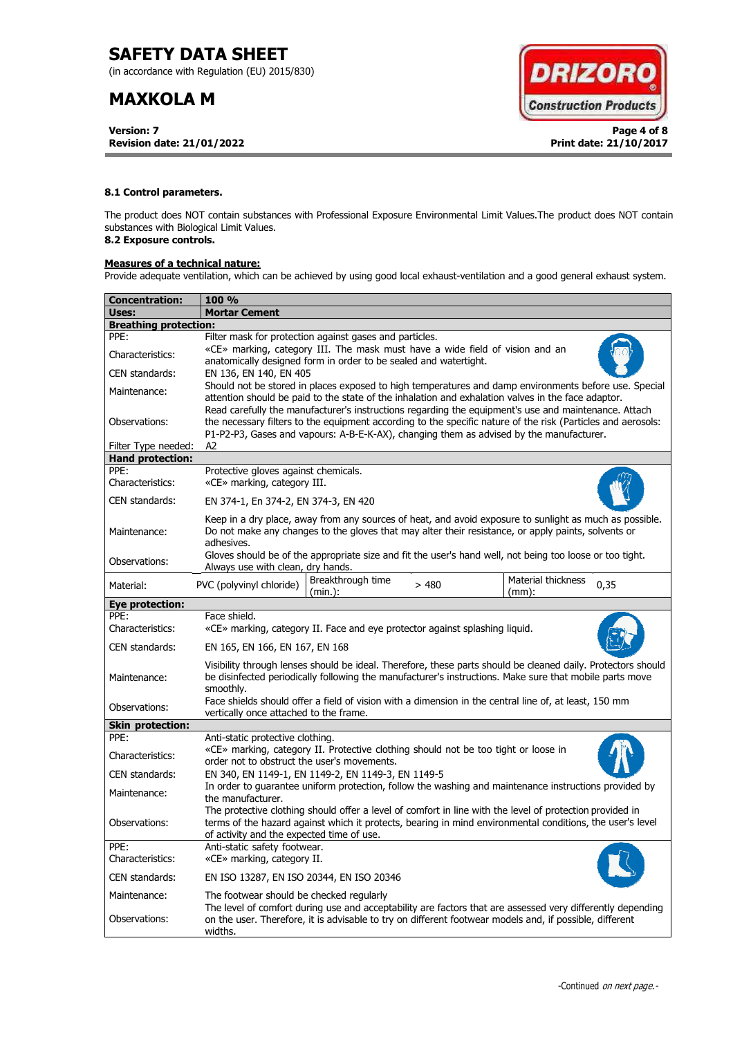#### 8.1 Control parameters.

The product does NOT contain substances with Professional Exposure Environmental Limit Values.The product does NOT contain substances with Biological Limit Values.

#### 8.2 Exposure controls.

**Measures of a technical nature:**

Provide adequate ventilation, which can be achieved by using good local exhaust-ventilation and a good general exhaust system.

| **Concentration:** | **100 %** | | | | |
|---|---|---|---|---|---|
| **Uses:** | **Mortar Cement** | | | | |
| **Breathing protection:** | | | | | |
| PPE: | Filter mask for protection against gases and particles. | | | | |
| Characteristics: | «CE» marking, category III. The mask must have a wide field of vision and an anatomically designed form in order to be sealed and watertight. | | | | |
| CEN standards: | EN 136, EN 140, EN 405 | | | | |
| Maintenance: | Should not be stored in places exposed to high temperatures and damp environments before use. Special attention should be paid to the state of the inhalation and exhalation valves in the face adaptor. | | | | |
| Observations: | Read carefully the manufacturer's instructions regarding the equipment's use and maintenance. Attach the necessary filters to the equipment according to the specific nature of the risk (Particles and aerosols: P1-P2-P3, Gases and vapours: A-B-E-K-AX), changing them as advised by the manufacturer. | | | | |
| Filter Type needed: | A2 | | | | |
| **Hand protection:** | | | | | |
| PPE: | Protective gloves against chemicals. | | | | |
| Characteristics: | «CE» marking, category III. | | | | |
| CEN standards: | EN 374-1, En 374-2, EN 374-3, EN 420 | | | | |
| Maintenance: | Keep in a dry place, away from any sources of heat, and avoid exposure to sunlight as much as possible. Do not make any changes to the gloves that may alter their resistance, or apply paints, solvents or adhesives. | | | | |
| Observations: | Gloves should be of the appropriate size and fit the user's hand well, not being too loose or too tight. Always use with clean, dry hands. | | | | |
| Material: | PVC (polyvinyl chloride) | Breakthrough time (min.): | > 480 | Material thickness (mm): | 0,35 |
| **Eye protection:** | | | | | |
| PPE: | Face shield. | | | | |
| Characteristics: | «CE» marking, category II. Face and eye protector against splashing liquid. | | | | |
| CEN standards: | EN 165, EN 166, EN 167, EN 168 | | | | |
| Maintenance: | Visibility through lenses should be ideal. Therefore, these parts should be cleaned daily. Protectors should be disinfected periodically following the manufacturer's instructions. Make sure that mobile parts move smoothly. | | | | |
| Observations: | Face shields should offer a field of vision with a dimension in the central line of, at least, 150 mm vertically once attached to the frame. | | | | |
| **Skin protection:** | | | | | |
| PPE: | Anti-static protective clothing. | | | | |
| Characteristics: | «CE» marking, category II. Protective clothing should not be too tight or loose in order not to obstruct the user's movements. | | | | |
| CEN standards: | EN 340, EN 1149-1, EN 1149-2, EN 1149-3, EN 1149-5 | | | | |
| Maintenance: | In order to guarantee uniform protection, follow the washing and maintenance instructions provided by the manufacturer. | | | | |
| Observations: | The protective clothing should offer a level of comfort in line with the level of protection provided in terms of the hazard against which it protects, bearing in mind environmental conditions, the user's level of activity and the expected time of use. | | | | |
| PPE: | Anti-static safety footwear. | | | | |
| Characteristics: | «CE» marking, category II. | | | | |
| CEN standards: | EN ISO 13287, EN ISO 20344, EN ISO 20346 | | | | |
| Maintenance: | The footwear should be checked regularly | | | | |
| Observations: | The level of comfort during use and acceptability are factors that are assessed very differently depending on the user. Therefore, it is advisable to try on different footwear models and, if possible, different widths. | | | | |

-Continued *on next page.*-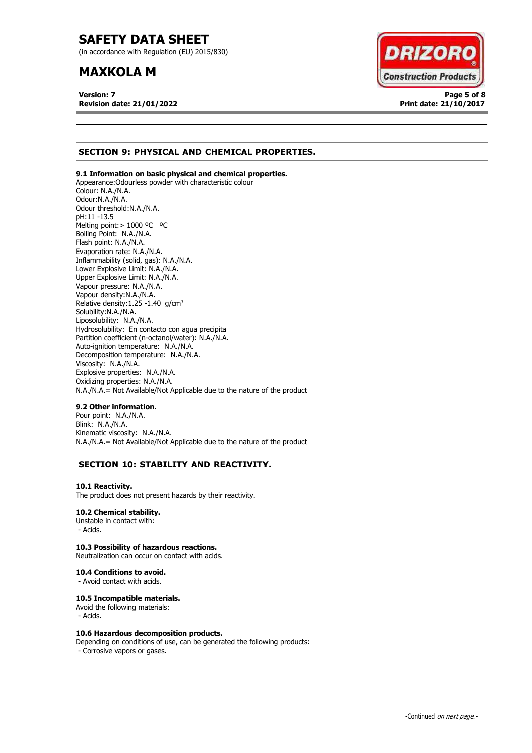## SECTION 9: PHYSICAL AND CHEMICAL PROPERTIES.

### 9.1 Information on basic physical and chemical properties.

Appearance:Odourless powder with characteristic colour
Colour: N.A./N.A.
Odour:N.A./N.A.
Odour threshold:N.A./N.A.
pH:11 -13.5
Melting point:> 1000 ºC   ºC
Boiling Point:  N.A./N.A.
Flash point: N.A./N.A.
Evaporation rate: N.A./N.A.
Inflammability (solid, gas): N.A./N.A.
Lower Explosive Limit: N.A./N.A.
Upper Explosive Limit: N.A./N.A.
Vapour pressure: N.A./N.A.
Vapour density:N.A./N.A.
Relative density:1.25 -1.40  g/cm$^3$
Solubility:N.A./N.A.
Liposolubility:  N.A./N.A.
Hydrosolubility:  En contacto con agua precipita
Partition coefficient (n-octanol/water): N.A./N.A.
Auto-ignition temperature:  N.A./N.A.
Decomposition temperature:  N.A./N.A.
Viscosity:  N.A./N.A.
Explosive properties:  N.A./N.A.
Oxidizing properties: N.A./N.A.
N.A./N.A.= Not Available/Not Applicable due to the nature of the product

### 9.2 Other information.

Pour point:  N.A./N.A.
Blink:  N.A./N.A.
Kinematic viscosity:  N.A./N.A.
N.A./N.A.= Not Available/Not Applicable due to the nature of the product

## SECTION 10: STABILITY AND REACTIVITY.

### 10.1 Reactivity.

The product does not present hazards by their reactivity.

### 10.2 Chemical stability.

Unstable in contact with:
 - Acids.

### 10.3 Possibility of hazardous reactions.

Neutralization can occur on contact with acids.

### 10.4 Conditions to avoid.

 - Avoid contact with acids.

### 10.5 Incompatible materials.

Avoid the following materials:
 - Acids.

### 10.6 Hazardous decomposition products.

Depending on conditions of use, can be generated the following products:
 - Corrosive vapors or gases.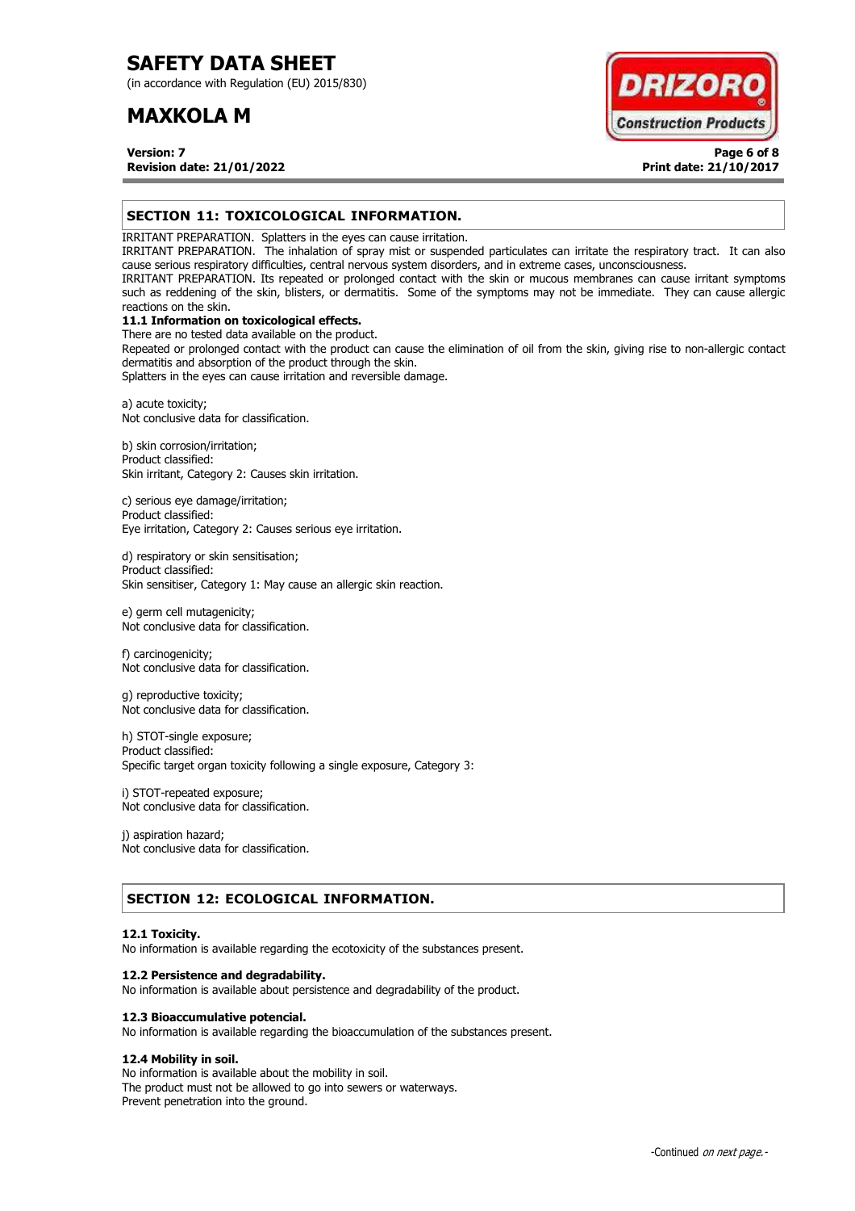## SECTION 11: TOXICOLOGICAL INFORMATION.

IRRITANT PREPARATION. Splatters in the eyes can cause irritation.
IRRITANT PREPARATION. The inhalation of spray mist or suspended particulates can irritate the respiratory tract. It can also cause serious respiratory difficulties, central nervous system disorders, and in extreme cases, unconsciousness.
IRRITANT PREPARATION. Its repeated or prolonged contact with the skin or mucous membranes can cause irritant symptoms such as reddening of the skin, blisters, or dermatitis. Some of the symptoms may not be immediate. They can cause allergic reactions on the skin.

### 11.1 Information on toxicological effects.

There are no tested data available on the product.
Repeated or prolonged contact with the product can cause the elimination of oil from the skin, giving rise to non-allergic contact dermatitis and absorption of the product through the skin.
Splatters in the eyes can cause irritation and reversible damage.

a) acute toxicity;
Not conclusive data for classification.

b) skin corrosion/irritation;
Product classified:
Skin irritant, Category 2: Causes skin irritation.

c) serious eye damage/irritation;
Product classified:
Eye irritation, Category 2: Causes serious eye irritation.

d) respiratory or skin sensitisation;
Product classified:
Skin sensitiser, Category 1: May cause an allergic skin reaction.

e) germ cell mutagenicity;
Not conclusive data for classification.

f) carcinogenicity;
Not conclusive data for classification.

g) reproductive toxicity;
Not conclusive data for classification.

h) STOT-single exposure;
Product classified:
Specific target organ toxicity following a single exposure, Category 3:

i) STOT-repeated exposure;
Not conclusive data for classification.

j) aspiration hazard;
Not conclusive data for classification.

## SECTION 12: ECOLOGICAL INFORMATION.

### 12.1 Toxicity.

No information is available regarding the ecotoxicity of the substances present.

### 12.2 Persistence and degradability.

No information is available about persistence and degradability of the product.

### 12.3 Bioaccumulative potencial.

No information is available regarding the bioaccumulation of the substances present.

### 12.4 Mobility in soil.

No information is available about the mobility in soil.
The product must not be allowed to go into sewers or waterways.
Prevent penetration into the ground.

-Continued *on next page.*-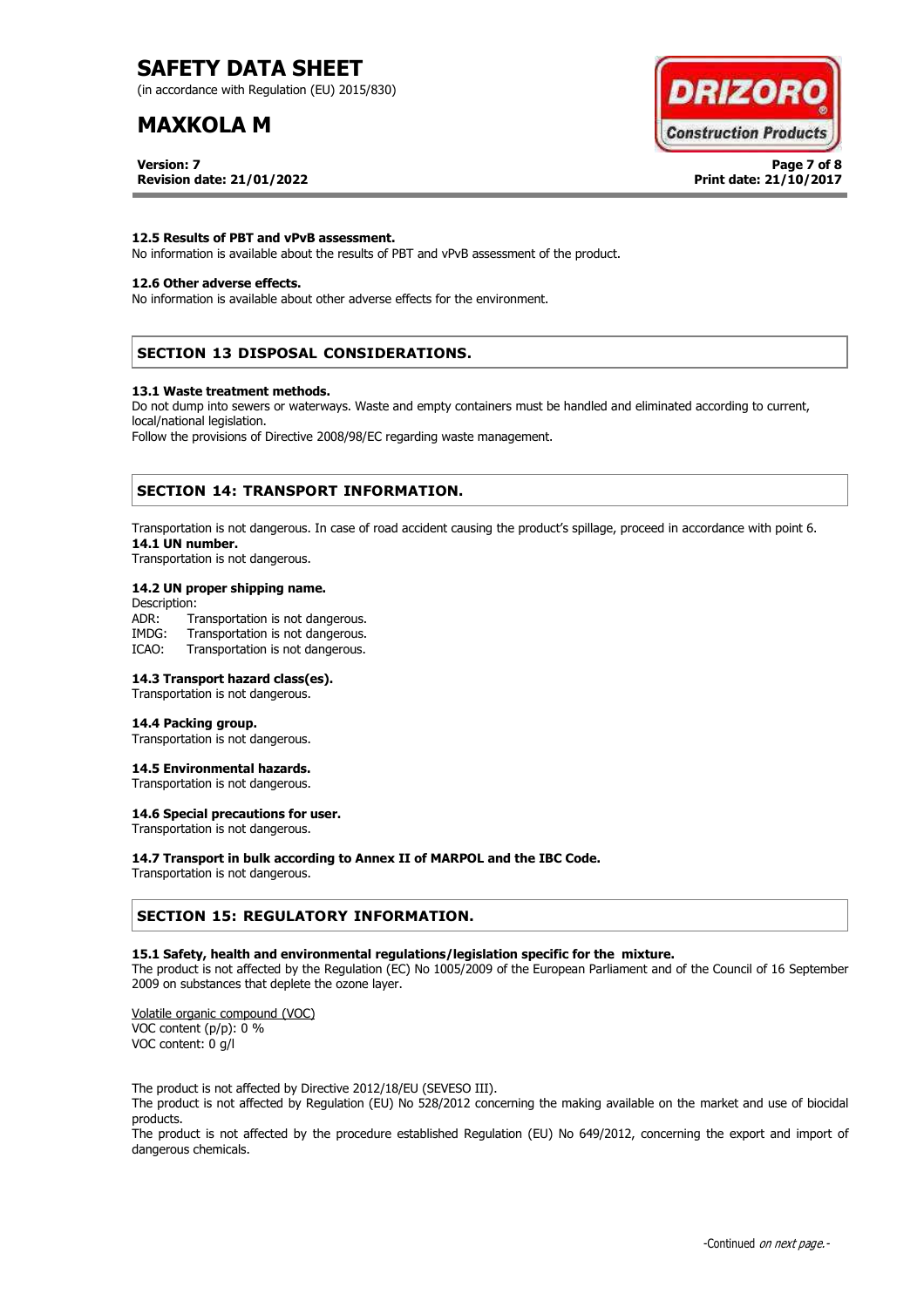#### 12.5 Results of PBT and vPvB assessment.

No information is available about the results of PBT and vPvB assessment of the product.

#### 12.6 Other adverse effects.

No information is available about other adverse effects for the environment.

## SECTION 13 DISPOSAL CONSIDERATIONS.

#### 13.1 Waste treatment methods.

Do not dump into sewers or waterways. Waste and empty containers must be handled and eliminated according to current, local/national legislation.

Follow the provisions of Directive 2008/98/EC regarding waste management.

## SECTION 14: TRANSPORT INFORMATION.

Transportation is not dangerous. In case of road accident causing the product's spillage, proceed in accordance with point 6.

#### 14.1 UN number.

Transportation is not dangerous.

#### 14.2 UN proper shipping name.

Description:

ADR: Transportation is not dangerous.
IMDG: Transportation is not dangerous.
ICAO: Transportation is not dangerous.

#### 14.3 Transport hazard class(es).

Transportation is not dangerous.

#### 14.4 Packing group.

Transportation is not dangerous.

#### 14.5 Environmental hazards.

Transportation is not dangerous.

#### 14.6 Special precautions for user.

Transportation is not dangerous.

#### 14.7 Transport in bulk according to Annex II of MARPOL and the IBC Code.

Transportation is not dangerous.

## SECTION 15: REGULATORY INFORMATION.

#### 15.1 Safety, health and environmental regulations/legislation specific for the mixture.

The product is not affected by the Regulation (EC) No 1005/2009 of the European Parliament and of the Council of 16 September 2009 on substances that deplete the ozone layer.

Volatile organic compound (VOC)
VOC content (p/p): 0 %
VOC content: 0 g/l

The product is not affected by Directive 2012/18/EU (SEVESO III).

The product is not affected by Regulation (EU) No 528/2012 concerning the making available on the market and use of biocidal products.

The product is not affected by the procedure established Regulation (EU) No 649/2012, concerning the export and import of dangerous chemicals.

-Continued *on next page.*-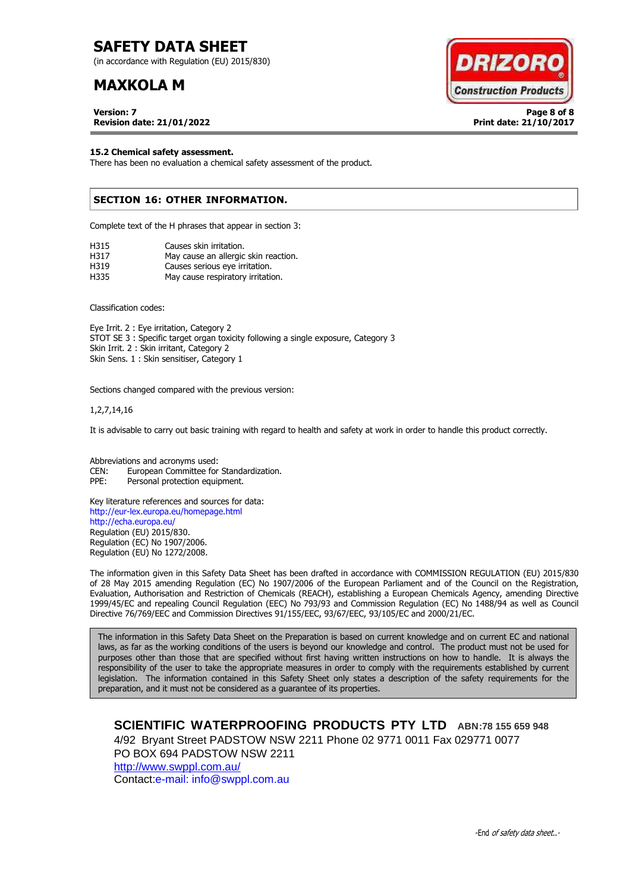**15.2 Chemical safety assessment.**

There has been no evaluation a chemical safety assessment of the product.

## SECTION 16: OTHER INFORMATION.

Complete text of the H phrases that appear in section 3:

| | |
|---|---|
| H315 | Causes skin irritation. |
| H317 | May cause an allergic skin reaction. |
| H319 | Causes serious eye irritation. |
| H335 | May cause respiratory irritation. |

Classification codes:

Eye Irrit. 2 : Eye irritation, Category 2
STOT SE 3 : Specific target organ toxicity following a single exposure, Category 3
Skin Irrit. 2 : Skin irritant, Category 2
Skin Sens. 1 : Skin sensitiser, Category 1

Sections changed compared with the previous version:

1,2,7,14,16

It is advisable to carry out basic training with regard to health and safety at work in order to handle this product correctly.

Abbreviations and acronyms used:
CEN: European Committee for Standardization.
PPE: Personal protection equipment.

Key literature references and sources for data:
http://eur-lex.europa.eu/homepage.html
http://echa.europa.eu/
Regulation (EU) 2015/830.
Regulation (EC) No 1907/2006.
Regulation (EU) No 1272/2008.

The information given in this Safety Data Sheet has been drafted in accordance with COMMISSION REGULATION (EU) 2015/830 of 28 May 2015 amending Regulation (EC) No 1907/2006 of the European Parliament and of the Council on the Registration, Evaluation, Authorisation and Restriction of Chemicals (REACH), establishing a European Chemicals Agency, amending Directive 1999/45/EC and repealing Council Regulation (EEC) No 793/93 and Commission Regulation (EC) No 1488/94 as well as Council Directive 76/769/EEC and Commission Directives 91/155/EEC, 93/67/EEC, 93/105/EC and 2000/21/EC.

The information in this Safety Data Sheet on the Preparation is based on current knowledge and on current EC and national laws, as far as the working conditions of the users is beyond our knowledge and control. The product must not be used for purposes other than those that are specified without first having written instructions on how to handle. It is always the responsibility of the user to take the appropriate measures in order to comply with the requirements established by current legislation. The information contained in this Safety Sheet only states a description of the safety requirements for the preparation, and it must not be considered as a guarantee of its properties.

**SCIENTIFIC WATERPROOFING PRODUCTS PTY LTD** ABN:78 155 659 948
4/92 Bryant Street PADSTOW NSW 2211 Phone 02 9771 0011 Fax 029771 0077
PO BOX 694 PADSTOW NSW 2211
http://www.swppl.com.au/
Contact:e-mail: info@swppl.com.au

-End *of safety data sheet.*.-